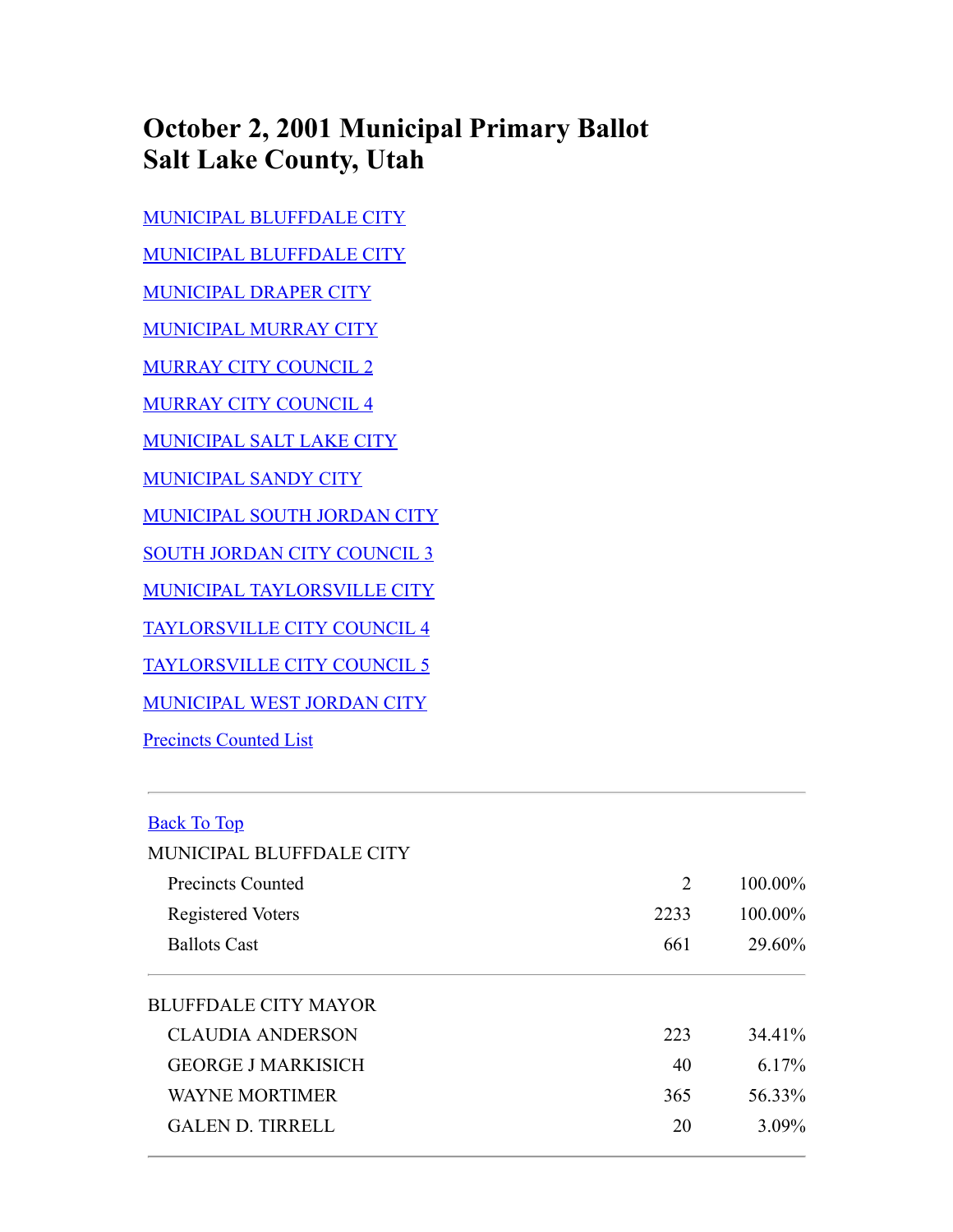# October 2, 2001 Municipal Primary Ballot
# Salt Lake County, Utah

MUNICIPAL BLUFFDALE CITY

MUNICIPAL BLUFFDALE CITY

MUNICIPAL DRAPER CITY

MUNICIPAL MURRAY CITY

MURRAY CITY COUNCIL 2

MURRAY CITY COUNCIL 4

MUNICIPAL SALT LAKE CITY

MUNICIPAL SANDY CITY

MUNICIPAL SOUTH JORDAN CITY

SOUTH JORDAN CITY COUNCIL 3

MUNICIPAL TAYLORSVILLE CITY

TAYLORSVILLE CITY COUNCIL 4

TAYLORSVILLE CITY COUNCIL 5

MUNICIPAL WEST JORDAN CITY

Precincts Counted List

---

Back To Top

MUNICIPAL BLUFFDALE CITY

| | | |
|---|---|---|
| Precincts Counted | 2 | 100.00% |
| Registered Voters | 2233 | 100.00% |
| Ballots Cast | 661 | 29.60% |

---

BLUFFDALE CITY MAYOR

| | | |
|---|---|---|
| CLAUDIA ANDERSON | 223 | 34.41% |
| GEORGE J MARKISICH | 40 | 6.17% |
| WAYNE MORTIMER | 365 | 56.33% |
| GALEN D. TIRRELL | 20 | 3.09% |

---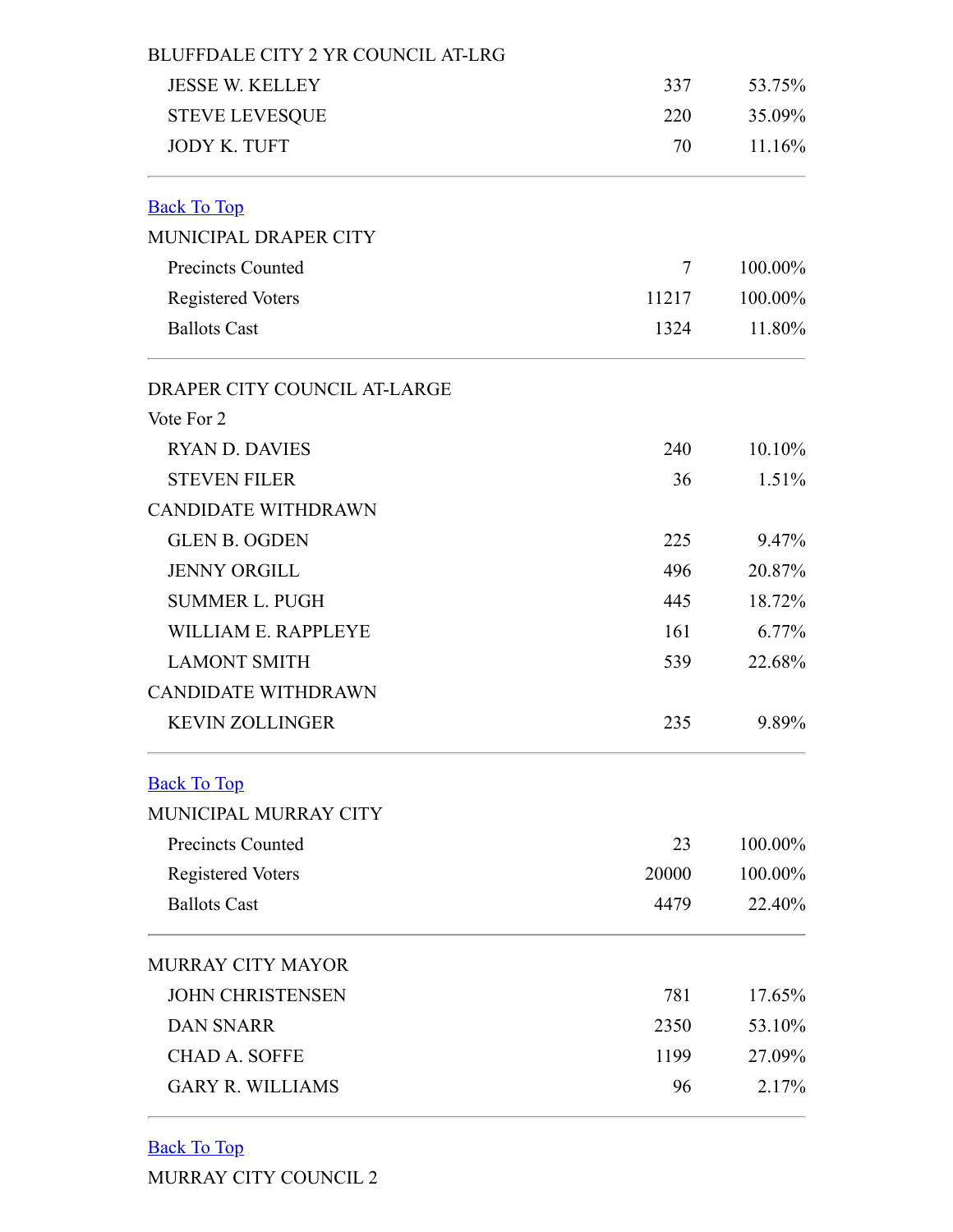BLUFFDALE CITY 2 YR COUNCIL AT-LRG

| | | |
|---|---|---|
| JESSE W. KELLEY | 337 | 53.75% |
| STEVE LEVESQUE | 220 | 35.09% |
| JODY K. TUFT | 70 | 11.16% |

---

Back To Top

MUNICIPAL DRAPER CITY

| | | |
|---|---|---|
| Precincts Counted | 7 | 100.00% |
| Registered Voters | 11217 | 100.00% |
| Ballots Cast | 1324 | 11.80% |

---

DRAPER CITY COUNCIL AT-LARGE

Vote For 2

| | | |
|---|---|---|
| RYAN D. DAVIES | 240 | 10.10% |
| STEVEN FILER | 36 | 1.51% |
| CANDIDATE WITHDRAWN | | |
| GLEN B. OGDEN | 225 | 9.47% |
| JENNY ORGILL | 496 | 20.87% |
| SUMMER L. PUGH | 445 | 18.72% |
| WILLIAM E. RAPPLEYE | 161 | 6.77% |
| LAMONT SMITH | 539 | 22.68% |
| CANDIDATE WITHDRAWN | | |
| KEVIN ZOLLINGER | 235 | 9.89% |

---

Back To Top

MUNICIPAL MURRAY CITY

| | | |
|---|---|---|
| Precincts Counted | 23 | 100.00% |
| Registered Voters | 20000 | 100.00% |
| Ballots Cast | 4479 | 22.40% |

---

MURRAY CITY MAYOR

| | | |
|---|---|---|
| JOHN CHRISTENSEN | 781 | 17.65% |
| DAN SNARR | 2350 | 53.10% |
| CHAD A. SOFFE | 1199 | 27.09% |
| GARY R. WILLIAMS | 96 | 2.17% |

---

Back To Top

MURRAY CITY COUNCIL 2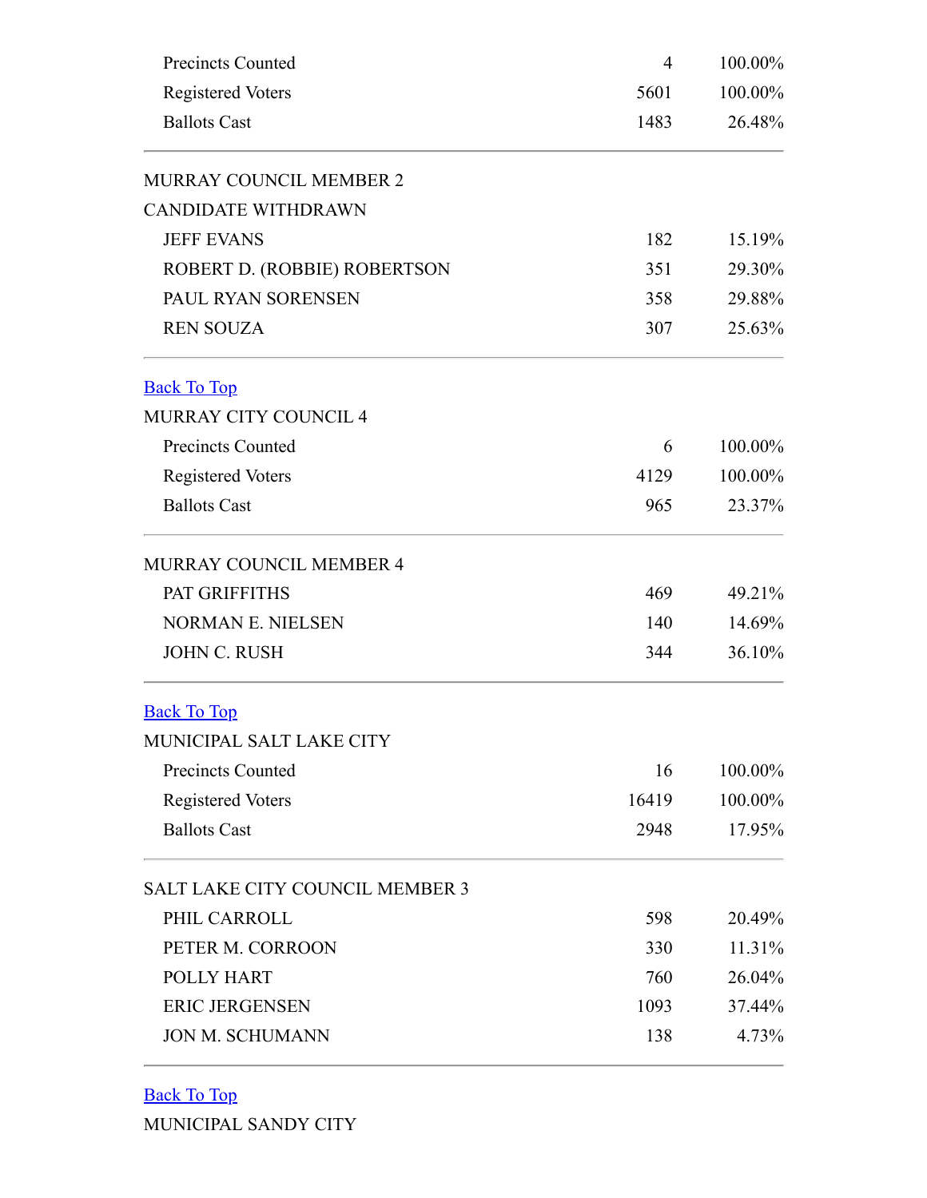| | | |
|---|---|---|
| Precincts Counted | 4 | 100.00% |
| Registered Voters | 5601 | 100.00% |
| Ballots Cast | 1483 | 26.48% |

---

MURRAY COUNCIL MEMBER 2

CANDIDATE WITHDRAWN

| | | |
|---|---|---|
| JEFF EVANS | 182 | 15.19% |
| ROBERT D. (ROBBIE) ROBERTSON | 351 | 29.30% |
| PAUL RYAN SORENSEN | 358 | 29.88% |
| REN SOUZA | 307 | 25.63% |

---

[Back To Top]

MURRAY CITY COUNCIL 4

| | | |
|---|---|---|
| Precincts Counted | 6 | 100.00% |
| Registered Voters | 4129 | 100.00% |
| Ballots Cast | 965 | 23.37% |

---

MURRAY COUNCIL MEMBER 4

| | | |
|---|---|---|
| PAT GRIFFITHS | 469 | 49.21% |
| NORMAN E. NIELSEN | 140 | 14.69% |
| JOHN C. RUSH | 344 | 36.10% |

---

[Back To Top]

MUNICIPAL SALT LAKE CITY

| | | |
|---|---|---|
| Precincts Counted | 16 | 100.00% |
| Registered Voters | 16419 | 100.00% |
| Ballots Cast | 2948 | 17.95% |

---

SALT LAKE CITY COUNCIL MEMBER 3

| | | |
|---|---|---|
| PHIL CARROLL | 598 | 20.49% |
| PETER M. CORROON | 330 | 11.31% |
| POLLY HART | 760 | 26.04% |
| ERIC JERGENSEN | 1093 | 37.44% |
| JON M. SCHUMANN | 138 | 4.73% |

---

[Back To Top]

MUNICIPAL SANDY CITY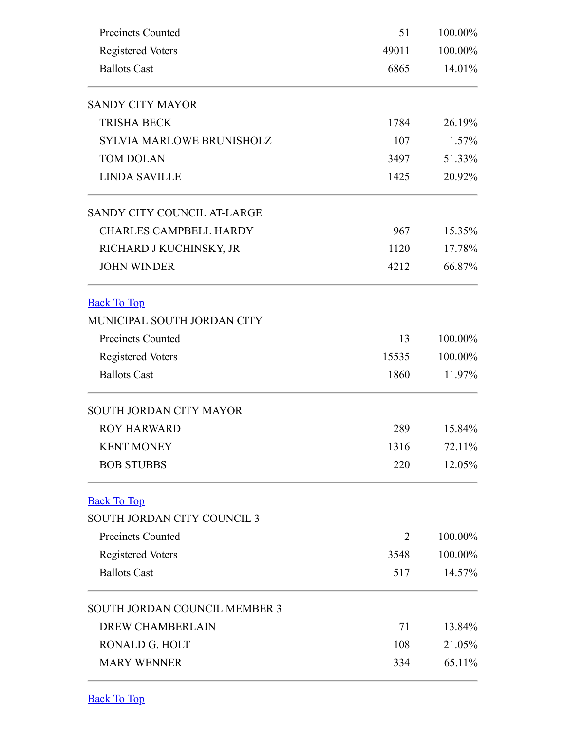| | | |
|---|---|---|
| Precincts Counted | 51 | 100.00% |
| Registered Voters | 49011 | 100.00% |
| Ballots Cast | 6865 | 14.01% |

| SANDY CITY MAYOR | | |
|---|---|---|
| TRISHA BECK | 1784 | 26.19% |
| SYLVIA MARLOWE BRUNISHOLZ | 107 | 1.57% |
| TOM DOLAN | 3497 | 51.33% |
| LINDA SAVILLE | 1425 | 20.92% |

| SANDY CITY COUNCIL AT-LARGE | | |
|---|---|---|
| CHARLES CAMPBELL HARDY | 967 | 15.35% |
| RICHARD J KUCHINSKY, JR | 1120 | 17.78% |
| JOHN WINDER | 4212 | 66.87% |

Back To Top

MUNICIPAL SOUTH JORDAN CITY

| | | |
|---|---|---|
| Precincts Counted | 13 | 100.00% |
| Registered Voters | 15535 | 100.00% |
| Ballots Cast | 1860 | 11.97% |

| SOUTH JORDAN CITY MAYOR | | |
|---|---|---|
| ROY HARWARD | 289 | 15.84% |
| KENT MONEY | 1316 | 72.11% |
| BOB STUBBS | 220 | 12.05% |

Back To Top

SOUTH JORDAN CITY COUNCIL 3

| | | |
|---|---|---|
| Precincts Counted | 2 | 100.00% |
| Registered Voters | 3548 | 100.00% |
| Ballots Cast | 517 | 14.57% |

| SOUTH JORDAN COUNCIL MEMBER 3 | | |
|---|---|---|
| DREW CHAMBERLAIN | 71 | 13.84% |
| RONALD G. HOLT | 108 | 21.05% |
| MARY WENNER | 334 | 65.11% |

Back To Top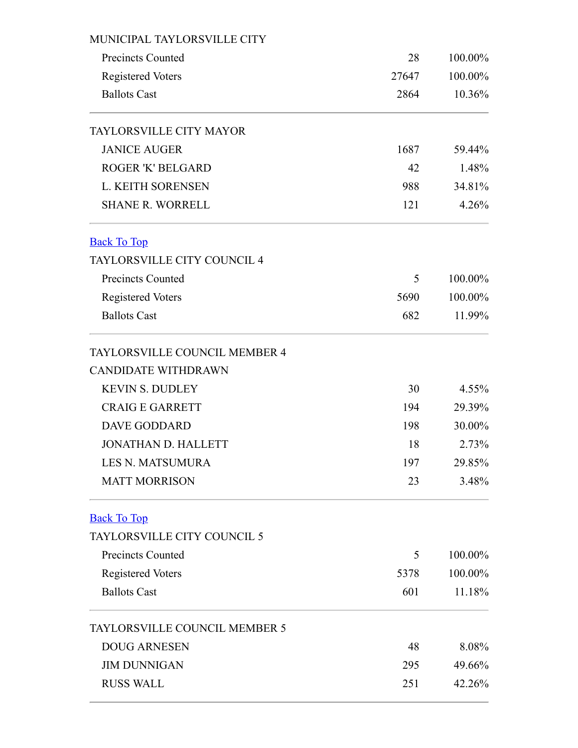MUNICIPAL TAYLORSVILLE CITY

| | | |
|---|---|---|
| Precincts Counted | 28 | 100.00% |
| Registered Voters | 27647 | 100.00% |
| Ballots Cast | 2864 | 10.36% |

TAYLORSVILLE CITY MAYOR

| | | |
|---|---|---|
| JANICE AUGER | 1687 | 59.44% |
| ROGER 'K' BELGARD | 42 | 1.48% |
| L. KEITH SORENSEN | 988 | 34.81% |
| SHANE R. WORRELL | 121 | 4.26% |

[Back To Top]

TAYLORSVILLE CITY COUNCIL 4

| | | |
|---|---|---|
| Precincts Counted | 5 | 100.00% |
| Registered Voters | 5690 | 100.00% |
| Ballots Cast | 682 | 11.99% |

TAYLORSVILLE COUNCIL MEMBER 4

CANDIDATE WITHDRAWN

| | | |
|---|---|---|
| KEVIN S. DUDLEY | 30 | 4.55% |
| CRAIG E GARRETT | 194 | 29.39% |
| DAVE GODDARD | 198 | 30.00% |
| JONATHAN D. HALLETT | 18 | 2.73% |
| LES N. MATSUMURA | 197 | 29.85% |
| MATT MORRISON | 23 | 3.48% |

[Back To Top]

TAYLORSVILLE CITY COUNCIL 5

| | | |
|---|---|---|
| Precincts Counted | 5 | 100.00% |
| Registered Voters | 5378 | 100.00% |
| Ballots Cast | 601 | 11.18% |

TAYLORSVILLE COUNCIL MEMBER 5

| | | |
|---|---|---|
| DOUG ARNESEN | 48 | 8.08% |
| JIM DUNNIGAN | 295 | 49.66% |
| RUSS WALL | 251 | 42.26% |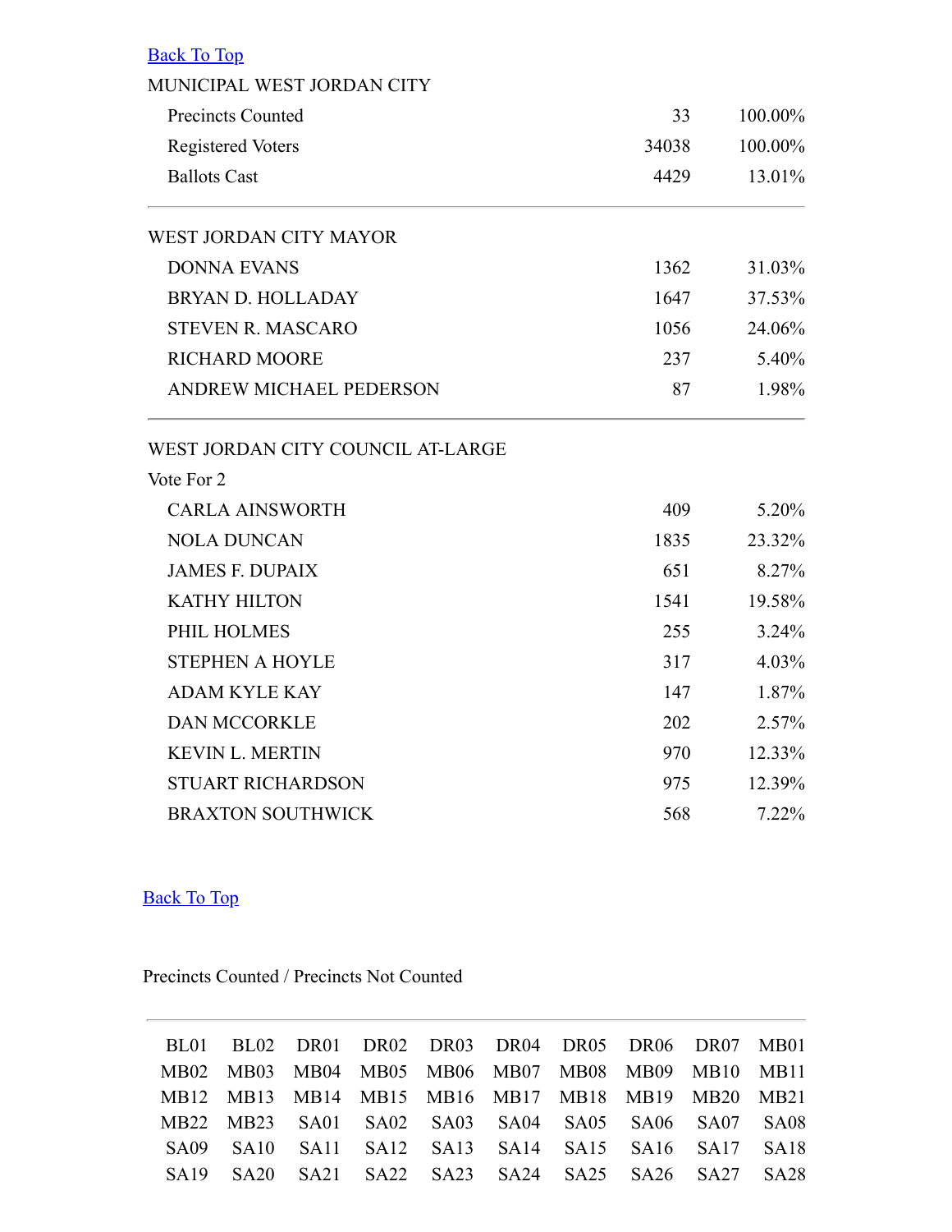[Back To Top](#)

MUNICIPAL WEST JORDAN CITY

| | | |
|---|---|---|
| Precincts Counted | 33 | 100.00% |
| Registered Voters | 34038 | 100.00% |
| Ballots Cast | 4429 | 13.01% |

WEST JORDAN CITY MAYOR

| | | |
|---|---|---|
| DONNA EVANS | 1362 | 31.03% |
| BRYAN D. HOLLADAY | 1647 | 37.53% |
| STEVEN R. MASCARO | 1056 | 24.06% |
| RICHARD MOORE | 237 | 5.40% |
| ANDREW MICHAEL PEDERSON | 87 | 1.98% |

WEST JORDAN CITY COUNCIL AT-LARGE

Vote For 2

| | | |
|---|---|---|
| CARLA AINSWORTH | 409 | 5.20% |
| NOLA DUNCAN | 1835 | 23.32% |
| JAMES F. DUPAIX | 651 | 8.27% |
| KATHY HILTON | 1541 | 19.58% |
| PHIL HOLMES | 255 | 3.24% |
| STEPHEN A HOYLE | 317 | 4.03% |
| ADAM KYLE KAY | 147 | 1.87% |
| DAN MCCORKLE | 202 | 2.57% |
| KEVIN L. MERTIN | 970 | 12.33% |
| STUART RICHARDSON | 975 | 12.39% |
| BRAXTON SOUTHWICK | 568 | 7.22% |

[Back To Top](#)

Precincts Counted / Precincts Not Counted

| | | | | | | | | | |
|---|---|---|---|---|---|---|---|---|---|
| BL01 | BL02 | DR01 | DR02 | DR03 | DR04 | DR05 | DR06 | DR07 | MB01 |
| MB02 | MB03 | MB04 | MB05 | MB06 | MB07 | MB08 | MB09 | MB10 | MB11 |
| MB12 | MB13 | MB14 | MB15 | MB16 | MB17 | MB18 | MB19 | MB20 | MB21 |
| MB22 | MB23 | SA01 | SA02 | SA03 | SA04 | SA05 | SA06 | SA07 | SA08 |
| SA09 | SA10 | SA11 | SA12 | SA13 | SA14 | SA15 | SA16 | SA17 | SA18 |
| SA19 | SA20 | SA21 | SA22 | SA23 | SA24 | SA25 | SA26 | SA27 | SA28 |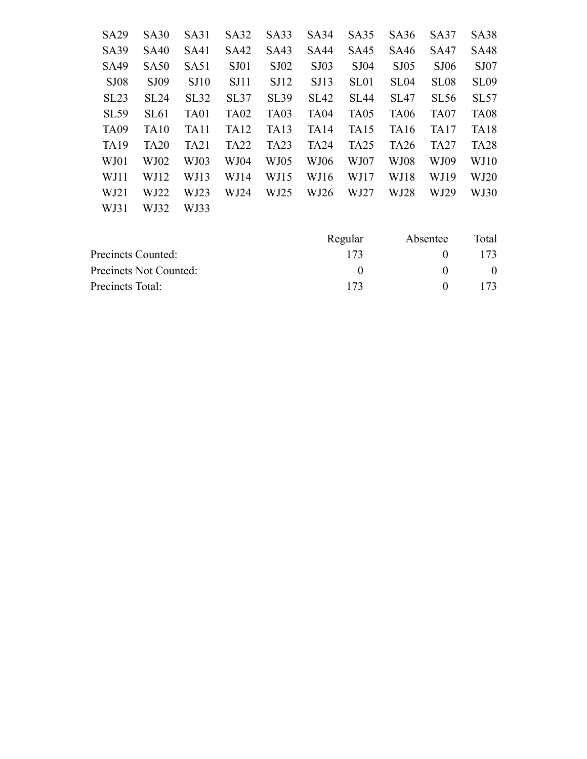| | | | | | | | | | |
|---|---|---|---|---|---|---|---|---|---|
| SA29 | SA30 | SA31 | SA32 | SA33 | SA34 | SA35 | SA36 | SA37 | SA38 |
| SA39 | SA40 | SA41 | SA42 | SA43 | SA44 | SA45 | SA46 | SA47 | SA48 |
| SA49 | SA50 | SA51 | SJ01 | SJ02 | SJ03 | SJ04 | SJ05 | SJ06 | SJ07 |
| SJ08 | SJ09 | SJ10 | SJ11 | SJ12 | SJ13 | SL01 | SL04 | SL08 | SL09 |
| SL23 | SL24 | SL32 | SL37 | SL39 | SL42 | SL44 | SL47 | SL56 | SL57 |
| SL59 | SL61 | TA01 | TA02 | TA03 | TA04 | TA05 | TA06 | TA07 | TA08 |
| TA09 | TA10 | TA11 | TA12 | TA13 | TA14 | TA15 | TA16 | TA17 | TA18 |
| TA19 | TA20 | TA21 | TA22 | TA23 | TA24 | TA25 | TA26 | TA27 | TA28 |
| WJ01 | WJ02 | WJ03 | WJ04 | WJ05 | WJ06 | WJ07 | WJ08 | WJ09 | WJ10 |
| WJ11 | WJ12 | WJ13 | WJ14 | WJ15 | WJ16 | WJ17 | WJ18 | WJ19 | WJ20 |
| WJ21 | WJ22 | WJ23 | WJ24 | WJ25 | WJ26 | WJ27 | WJ28 | WJ29 | WJ30 |
| WJ31 | WJ32 | WJ33 | | | | | | | |

| | Regular | Absentee | Total |
|---|---|---|---|
| Precincts Counted: | 173 | 0 | 173 |
| Precincts Not Counted: | 0 | 0 | 0 |
| Precincts Total: | 173 | 0 | 173 |